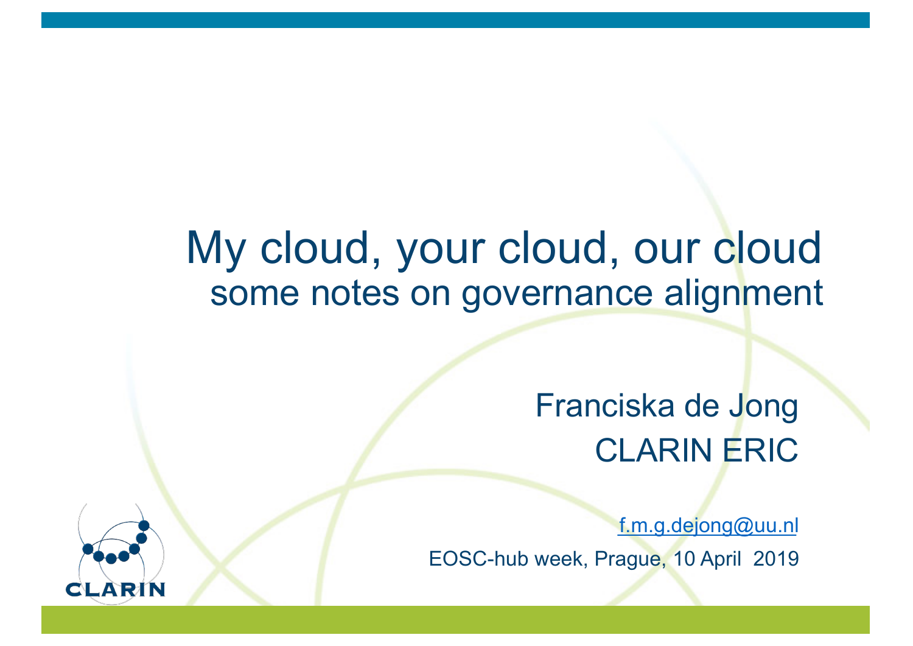# My cloud, your cloud, our cloud

## some notes on governance alignment

Franciska de Jong

CLARIN ERIC

f.m.g.dejong@uu.nl

EOSC-hub week, Prague, 10 April 2019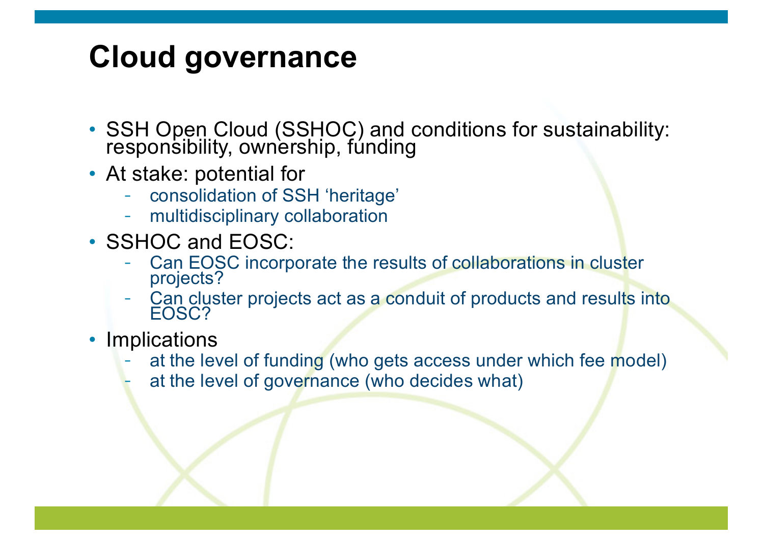# Cloud governance

- SSH Open Cloud (SSHOC) and conditions for sustainability: responsibility, ownership, funding
- At stake: potential for
  - consolidation of SSH 'heritage'
  - multidisciplinary collaboration
- SSHOC and EOSC:
  - Can EOSC incorporate the results of collaborations in cluster projects?
  - Can cluster projects act as a conduit of products and results into EOSC?
- Implications
  - at the level of funding (who gets access under which fee model)
  - at the level of governance (who decides what)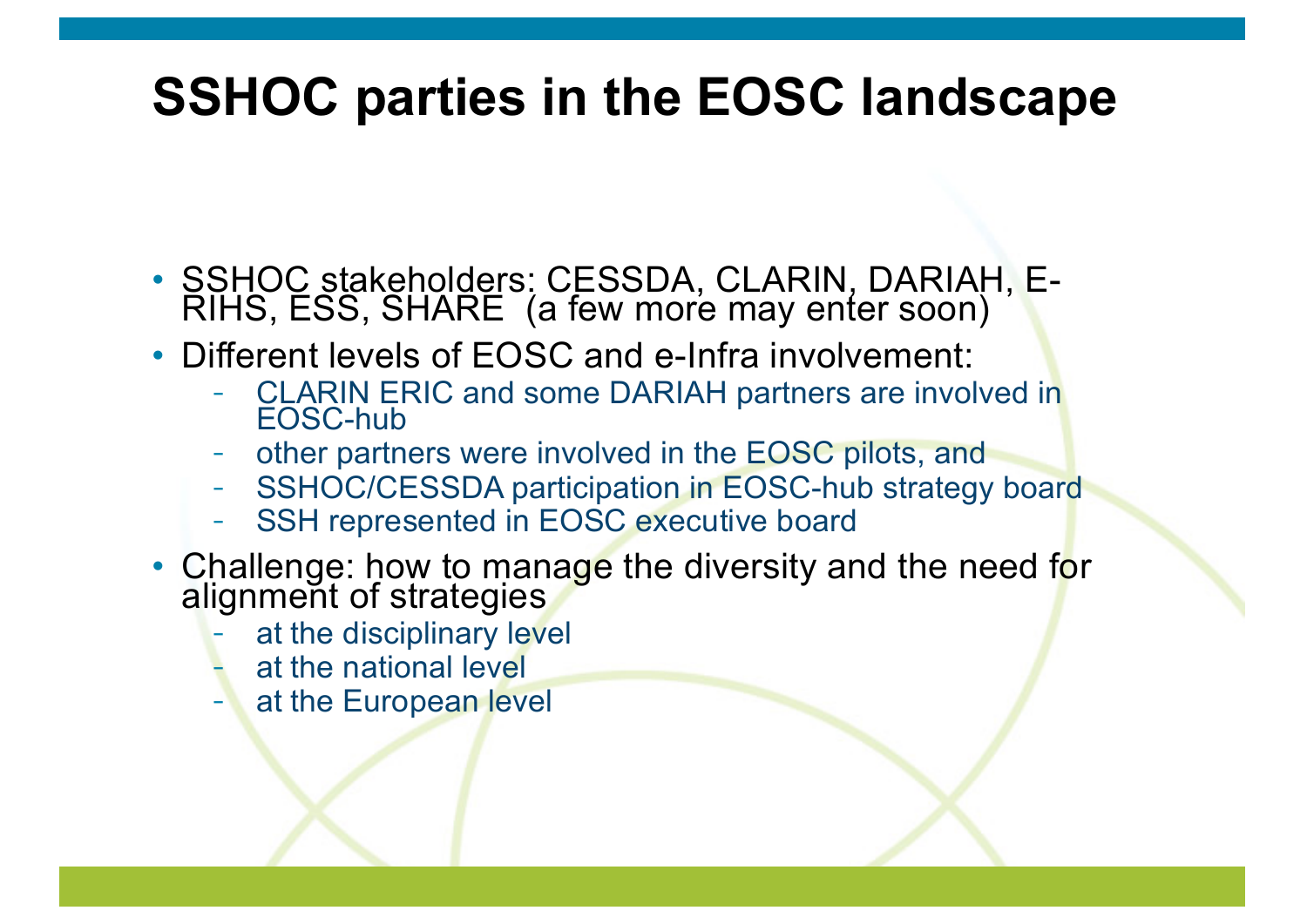# SSHOC parties in the EOSC landscape

- SSHOC stakeholders: CESSDA, CLARIN, DARIAH, E-RIHS, ESS, SHARE  (a few more may enter soon)
- Different levels of EOSC and e-Infra involvement:
  - CLARIN ERIC and some DARIAH partners are involved in EOSC-hub
  - other partners were involved in the EOSC pilots, and
  - SSHOC/CESSDA participation in EOSC-hub strategy board
  - SSH represented in EOSC executive board
- Challenge: how to manage the diversity and the need for alignment of strategies
  - at the disciplinary level
  - at the national level
  - at the European level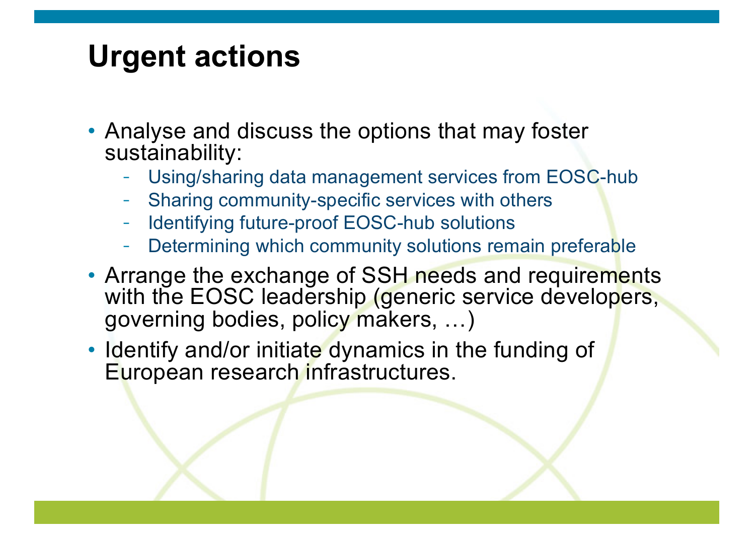# Urgent actions

- Analyse and discuss the options that may foster sustainability:
  - Using/sharing data management services from EOSC-hub
  - Sharing community-specific services with others
  - Identifying future-proof EOSC-hub solutions
  - Determining which community solutions remain preferable
- Arrange the exchange of SSH needs and requirements with the EOSC leadership (generic service developers, governing bodies, policy makers, …)
- Identify and/or initiate dynamics in the funding of European research infrastructures.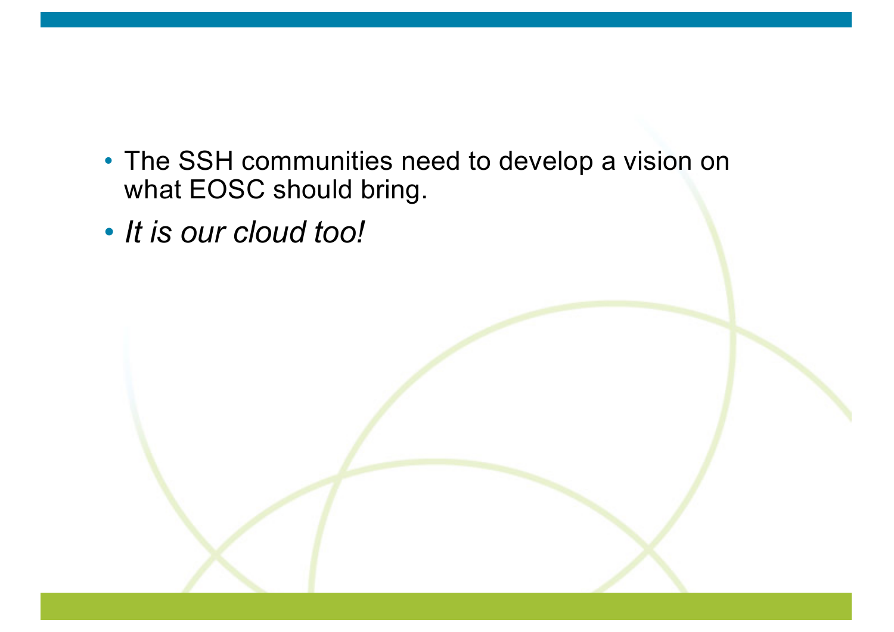- The SSH communities need to develop a vision on what EOSC should bring.
- *It is our cloud too!*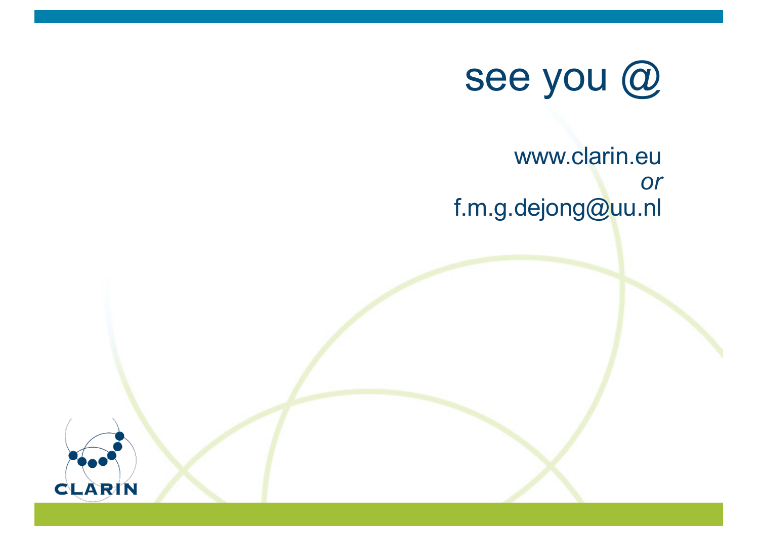# see you @

www.clarin.eu
*or*
f.m.g.dejong@uu.nl

CLARIN